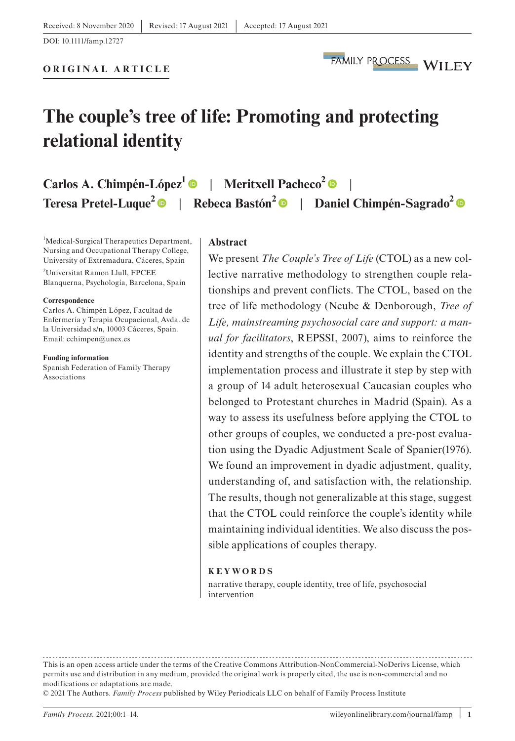Received: 8 November 2020 | Revised: 17 August 2021 | Accepted: 17 August 2021

DOI: 10.1111/famp.12727

**ORIGINAL ARTICLE**

# The couple's tree of life: Promoting and protecting relational identity

**Carlos A. Chimpén-López[1] | Meritxell Pacheco[2] | Teresa Pretel-Luque[2] | Rebeca Bastón[2] | Daniel Chimpén-Sagrado[2]**

[1]Medical-Surgical Therapeutics Department, Nursing and Occupational Therapy College, University of Extremadura, Cáceres, Spain

[2]Universitat Ramon Llull, FPCEE Blanquerna, Psychologia, Barcelona, Spain

**Correspondence**
Carlos A. Chimpén López, Facultad de Enfermería y Terapia Ocupacional, Avda. de la Universidad s/n, 10003 Cáceres, Spain.
Email: cchimpen@unex.es

**Funding information**
Spanish Federation of Family Therapy Associations

## Abstract

We present *The Couple's Tree of Life* (CTOL) as a new collective narrative methodology to strengthen couple relationships and prevent conflicts. The CTOL, based on the tree of life methodology (Ncube & Denborough, *Tree of Life, mainstreaming psychosocial care and support: a manual for facilitators*, REPSSI, 2007), aims to reinforce the identity and strengths of the couple. We explain the CTOL implementation process and illustrate it step by step with a group of 14 adult heterosexual Caucasian couples who belonged to Protestant churches in Madrid (Spain). As a way to assess its usefulness before applying the CTOL to other groups of couples, we conducted a pre-post evaluation using the Dyadic Adjustment Scale of Spanier(1976). We found an improvement in dyadic adjustment, quality, understanding of, and satisfaction with, the relationship. The results, though not generalizable at this stage, suggest that the CTOL could reinforce the couple's identity while maintaining individual identities. We also discuss the possible applications of couples therapy.

**KEYWORDS**

narrative therapy, couple identity, tree of life, psychosocial intervention

This is an open access article under the terms of the Creative Commons Attribution-NonCommercial-NoDerivs License, which permits use and distribution in any medium, provided the original work is properly cited, the use is non-commercial and no modifications or adaptations are made.
© 2021 The Authors. *Family Process* published by Wiley Periodicals LLC on behalf of Family Process Institute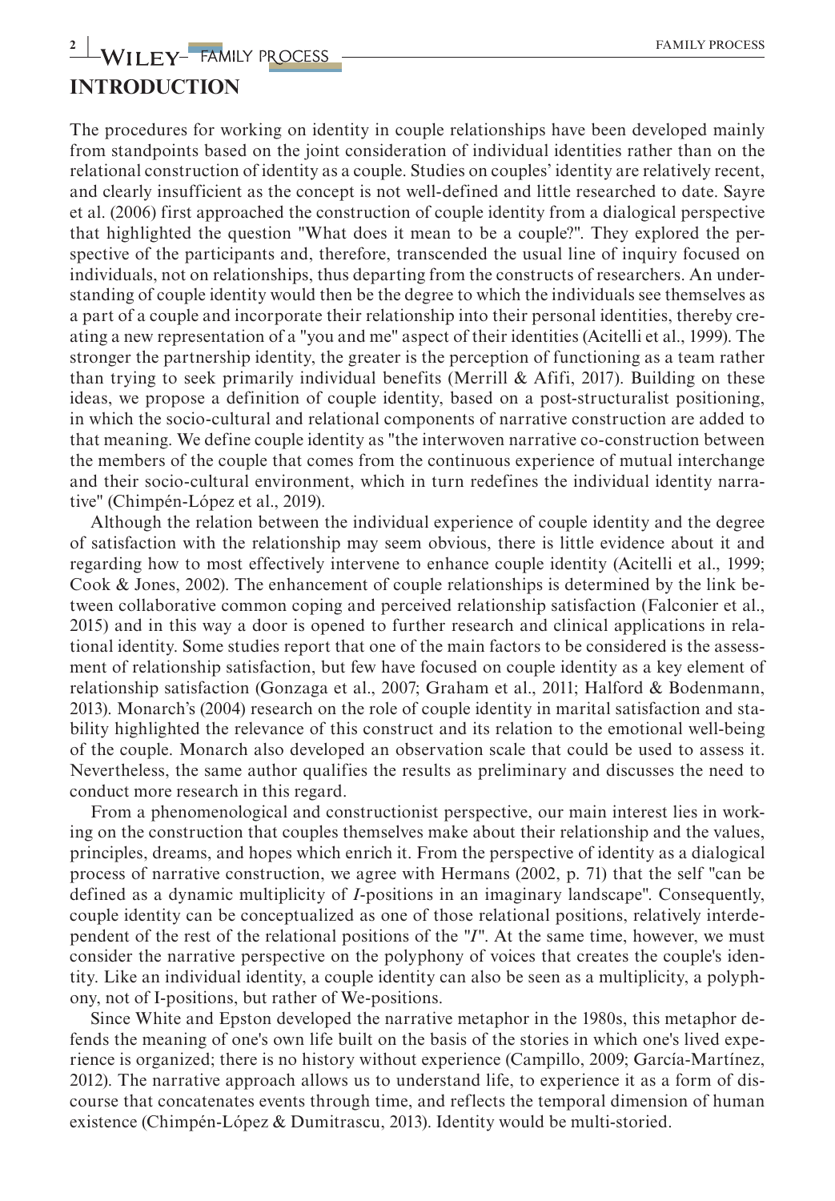## INTRODUCTION

The procedures for working on identity in couple relationships have been developed mainly from standpoints based on the joint consideration of individual identities rather than on the relational construction of identity as a couple. Studies on couples' identity are relatively recent, and clearly insufficient as the concept is not well-defined and little researched to date. Sayre et al. (2006) first approached the construction of couple identity from a dialogical perspective that highlighted the question "What does it mean to be a couple?". They explored the perspective of the participants and, therefore, transcended the usual line of inquiry focused on individuals, not on relationships, thus departing from the constructs of researchers. An understanding of couple identity would then be the degree to which the individuals see themselves as a part of a couple and incorporate their relationship into their personal identities, thereby creating a new representation of a "you and me" aspect of their identities (Acitelli et al., 1999). The stronger the partnership identity, the greater is the perception of functioning as a team rather than trying to seek primarily individual benefits (Merrill & Afifi, 2017). Building on these ideas, we propose a definition of couple identity, based on a post-structuralist positioning, in which the socio-cultural and relational components of narrative construction are added to that meaning. We define couple identity as "the interwoven narrative co-construction between the members of the couple that comes from the continuous experience of mutual interchange and their socio-cultural environment, which in turn redefines the individual identity narrative" (Chimpén-López et al., 2019).

Although the relation between the individual experience of couple identity and the degree of satisfaction with the relationship may seem obvious, there is little evidence about it and regarding how to most effectively intervene to enhance couple identity (Acitelli et al., 1999; Cook & Jones, 2002). The enhancement of couple relationships is determined by the link between collaborative common coping and perceived relationship satisfaction (Falconier et al., 2015) and in this way a door is opened to further research and clinical applications in relational identity. Some studies report that one of the main factors to be considered is the assessment of relationship satisfaction, but few have focused on couple identity as a key element of relationship satisfaction (Gonzaga et al., 2007; Graham et al., 2011; Halford & Bodenmann, 2013). Monarch's (2004) research on the role of couple identity in marital satisfaction and stability highlighted the relevance of this construct and its relation to the emotional well-being of the couple. Monarch also developed an observation scale that could be used to assess it. Nevertheless, the same author qualifies the results as preliminary and discusses the need to conduct more research in this regard.

From a phenomenological and constructionist perspective, our main interest lies in working on the construction that couples themselves make about their relationship and the values, principles, dreams, and hopes which enrich it. From the perspective of identity as a dialogical process of narrative construction, we agree with Hermans (2002, p. 71) that the self "can be defined as a dynamic multiplicity of *I*-positions in an imaginary landscape". Consequently, couple identity can be conceptualized as one of those relational positions, relatively interdependent of the rest of the relational positions of the "*I*". At the same time, however, we must consider the narrative perspective on the polyphony of voices that creates the couple's identity. Like an individual identity, a couple identity can also be seen as a multiplicity, a polyphony, not of I-positions, but rather of We-positions.

Since White and Epston developed the narrative metaphor in the 1980s, this metaphor defends the meaning of one's own life built on the basis of the stories in which one's lived experience is organized; there is no history without experience (Campillo, 2009; García-Martínez, 2012). The narrative approach allows us to understand life, to experience it as a form of discourse that concatenates events through time, and reflects the temporal dimension of human existence (Chimpén-López & Dumitrascu, 2013). Identity would be multi-storied.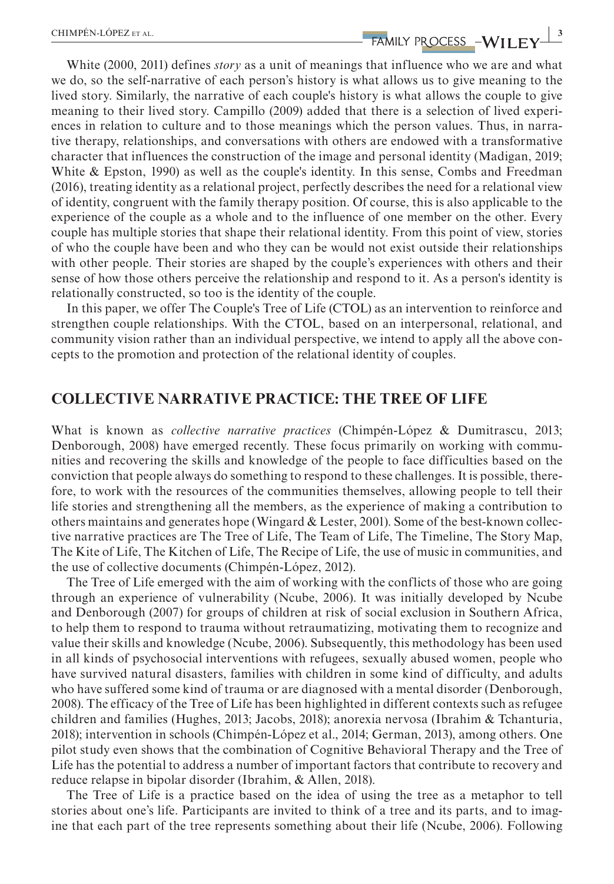White (2000, 2011) defines *story* as a unit of meanings that influence who we are and what we do, so the self-narrative of each person's history is what allows us to give meaning to the lived story. Similarly, the narrative of each couple's history is what allows the couple to give meaning to their lived story. Campillo (2009) added that there is a selection of lived experiences in relation to culture and to those meanings which the person values. Thus, in narrative therapy, relationships, and conversations with others are endowed with a transformative character that influences the construction of the image and personal identity (Madigan, 2019; White & Epston, 1990) as well as the couple's identity. In this sense, Combs and Freedman (2016), treating identity as a relational project, perfectly describes the need for a relational view of identity, congruent with the family therapy position. Of course, this is also applicable to the experience of the couple as a whole and to the influence of one member on the other. Every couple has multiple stories that shape their relational identity. From this point of view, stories of who the couple have been and who they can be would not exist outside their relationships with other people. Their stories are shaped by the couple's experiences with others and their sense of how those others perceive the relationship and respond to it. As a person's identity is relationally constructed, so too is the identity of the couple.

In this paper, we offer The Couple's Tree of Life (CTOL) as an intervention to reinforce and strengthen couple relationships. With the CTOL, based on an interpersonal, relational, and community vision rather than an individual perspective, we intend to apply all the above concepts to the promotion and protection of the relational identity of couples.

## COLLECTIVE NARRATIVE PRACTICE: THE TREE OF LIFE

What is known as *collective narrative practices* (Chimpén-López & Dumitrascu, 2013; Denborough, 2008) have emerged recently. These focus primarily on working with communities and recovering the skills and knowledge of the people to face difficulties based on the conviction that people always do something to respond to these challenges. It is possible, therefore, to work with the resources of the communities themselves, allowing people to tell their life stories and strengthening all the members, as the experience of making a contribution to others maintains and generates hope (Wingard & Lester, 2001). Some of the best-known collective narrative practices are The Tree of Life, The Team of Life, The Timeline, The Story Map, The Kite of Life, The Kitchen of Life, The Recipe of Life, the use of music in communities, and the use of collective documents (Chimpén-López, 2012).

The Tree of Life emerged with the aim of working with the conflicts of those who are going through an experience of vulnerability (Ncube, 2006). It was initially developed by Ncube and Denborough (2007) for groups of children at risk of social exclusion in Southern Africa, to help them to respond to trauma without retraumatizing, motivating them to recognize and value their skills and knowledge (Ncube, 2006). Subsequently, this methodology has been used in all kinds of psychosocial interventions with refugees, sexually abused women, people who have survived natural disasters, families with children in some kind of difficulty, and adults who have suffered some kind of trauma or are diagnosed with a mental disorder (Denborough, 2008). The efficacy of the Tree of Life has been highlighted in different contexts such as refugee children and families (Hughes, 2013; Jacobs, 2018); anorexia nervosa (Ibrahim & Tchanturia, 2018); intervention in schools (Chimpén-López et al., 2014; German, 2013), among others. One pilot study even shows that the combination of Cognitive Behavioral Therapy and the Tree of Life has the potential to address a number of important factors that contribute to recovery and reduce relapse in bipolar disorder (Ibrahim, & Allen, 2018).

The Tree of Life is a practice based on the idea of using the tree as a metaphor to tell stories about one's life. Participants are invited to think of a tree and its parts, and to imagine that each part of the tree represents something about their life (Ncube, 2006). Following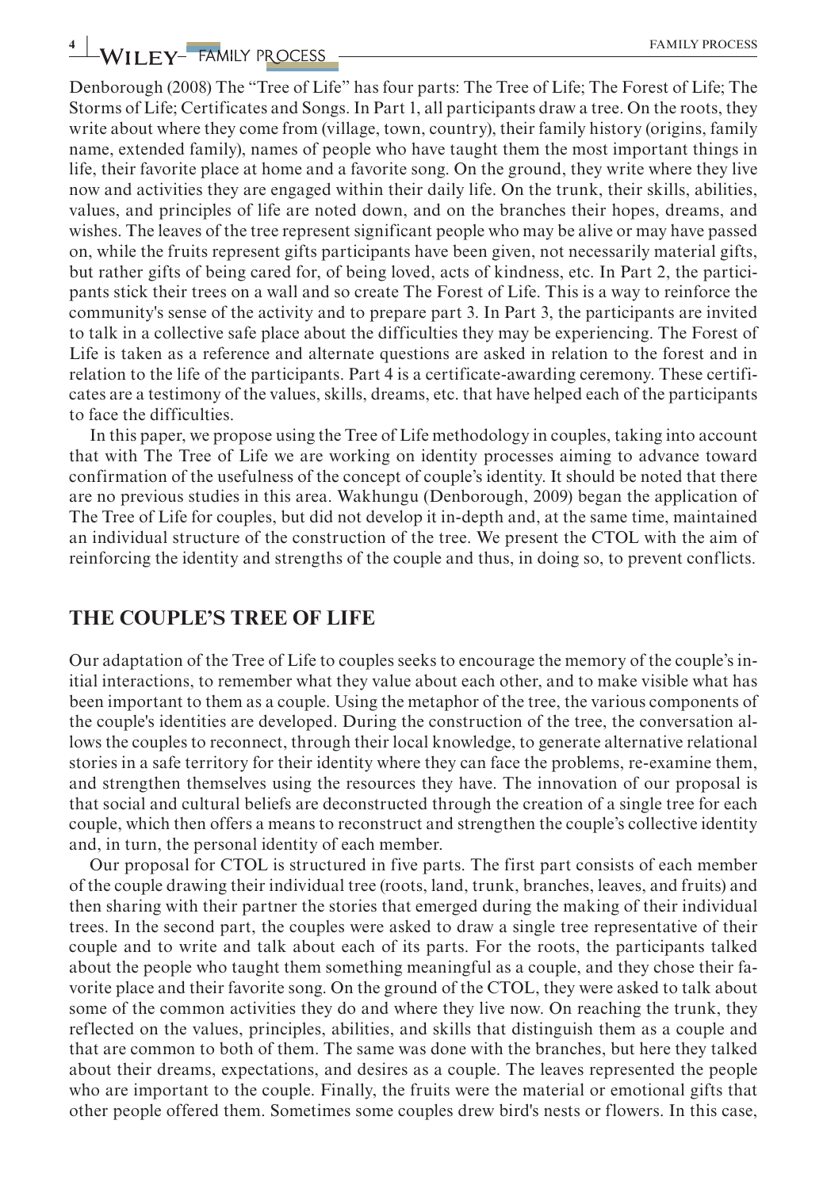Denborough (2008) The "Tree of Life" has four parts: The Tree of Life; The Forest of Life; The Storms of Life; Certificates and Songs. In Part 1, all participants draw a tree. On the roots, they write about where they come from (village, town, country), their family history (origins, family name, extended family), names of people who have taught them the most important things in life, their favorite place at home and a favorite song. On the ground, they write where they live now and activities they are engaged within their daily life. On the trunk, their skills, abilities, values, and principles of life are noted down, and on the branches their hopes, dreams, and wishes. The leaves of the tree represent significant people who may be alive or may have passed on, while the fruits represent gifts participants have been given, not necessarily material gifts, but rather gifts of being cared for, of being loved, acts of kindness, etc. In Part 2, the participants stick their trees on a wall and so create The Forest of Life. This is a way to reinforce the community's sense of the activity and to prepare part 3. In Part 3, the participants are invited to talk in a collective safe place about the difficulties they may be experiencing. The Forest of Life is taken as a reference and alternate questions are asked in relation to the forest and in relation to the life of the participants. Part 4 is a certificate-awarding ceremony. These certificates are a testimony of the values, skills, dreams, etc. that have helped each of the participants to face the difficulties.

In this paper, we propose using the Tree of Life methodology in couples, taking into account that with The Tree of Life we are working on identity processes aiming to advance toward confirmation of the usefulness of the concept of couple's identity. It should be noted that there are no previous studies in this area. Wakhungu (Denborough, 2009) began the application of The Tree of Life for couples, but did not develop it in-depth and, at the same time, maintained an individual structure of the construction of the tree. We present the CTOL with the aim of reinforcing the identity and strengths of the couple and thus, in doing so, to prevent conflicts.

## THE COUPLE'S TREE OF LIFE

Our adaptation of the Tree of Life to couples seeks to encourage the memory of the couple's initial interactions, to remember what they value about each other, and to make visible what has been important to them as a couple. Using the metaphor of the tree, the various components of the couple's identities are developed. During the construction of the tree, the conversation allows the couples to reconnect, through their local knowledge, to generate alternative relational stories in a safe territory for their identity where they can face the problems, re-examine them, and strengthen themselves using the resources they have. The innovation of our proposal is that social and cultural beliefs are deconstructed through the creation of a single tree for each couple, which then offers a means to reconstruct and strengthen the couple's collective identity and, in turn, the personal identity of each member.

Our proposal for CTOL is structured in five parts. The first part consists of each member of the couple drawing their individual tree (roots, land, trunk, branches, leaves, and fruits) and then sharing with their partner the stories that emerged during the making of their individual trees. In the second part, the couples were asked to draw a single tree representative of their couple and to write and talk about each of its parts. For the roots, the participants talked about the people who taught them something meaningful as a couple, and they chose their favorite place and their favorite song. On the ground of the CTOL, they were asked to talk about some of the common activities they do and where they live now. On reaching the trunk, they reflected on the values, principles, abilities, and skills that distinguish them as a couple and that are common to both of them. The same was done with the branches, but here they talked about their dreams, expectations, and desires as a couple. The leaves represented the people who are important to the couple. Finally, the fruits were the material or emotional gifts that other people offered them. Sometimes some couples drew bird's nests or flowers. In this case,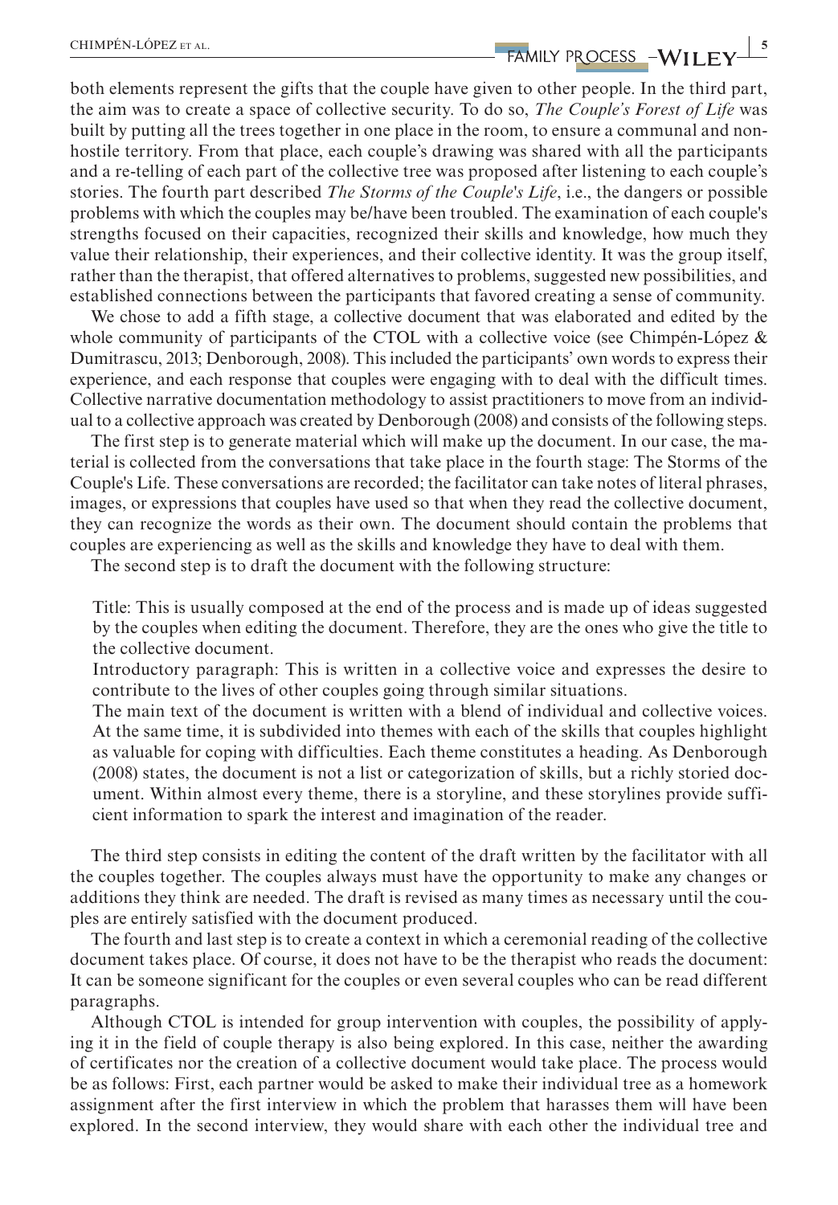both elements represent the gifts that the couple have given to other people. In the third part, the aim was to create a space of collective security. To do so, *The Couple's Forest of Life* was built by putting all the trees together in one place in the room, to ensure a communal and non-hostile territory. From that place, each couple's drawing was shared with all the participants and a re-telling of each part of the collective tree was proposed after listening to each couple's stories. The fourth part described *The Storms of the Couple's Life*, i.e., the dangers or possible problems with which the couples may be/have been troubled. The examination of each couple's strengths focused on their capacities, recognized their skills and knowledge, how much they value their relationship, their experiences, and their collective identity. It was the group itself, rather than the therapist, that offered alternatives to problems, suggested new possibilities, and established connections between the participants that favored creating a sense of community.

We chose to add a fifth stage, a collective document that was elaborated and edited by the whole community of participants of the CTOL with a collective voice (see Chimpén-López & Dumitrascu, 2013; Denborough, 2008). This included the participants' own words to express their experience, and each response that couples were engaging with to deal with the difficult times. Collective narrative documentation methodology to assist practitioners to move from an individual to a collective approach was created by Denborough (2008) and consists of the following steps.

The first step is to generate material which will make up the document. In our case, the material is collected from the conversations that take place in the fourth stage: The Storms of the Couple's Life. These conversations are recorded; the facilitator can take notes of literal phrases, images, or expressions that couples have used so that when they read the collective document, they can recognize the words as their own. The document should contain the problems that couples are experiencing as well as the skills and knowledge they have to deal with them.

The second step is to draft the document with the following structure:

> Title: This is usually composed at the end of the process and is made up of ideas suggested by the couples when editing the document. Therefore, they are the ones who give the title to the collective document.
>
> Introductory paragraph: This is written in a collective voice and expresses the desire to contribute to the lives of other couples going through similar situations.
>
> The main text of the document is written with a blend of individual and collective voices. At the same time, it is subdivided into themes with each of the skills that couples highlight as valuable for coping with difficulties. Each theme constitutes a heading. As Denborough (2008) states, the document is not a list or categorization of skills, but a richly storied document. Within almost every theme, there is a storyline, and these storylines provide sufficient information to spark the interest and imagination of the reader.

The third step consists in editing the content of the draft written by the facilitator with all the couples together. The couples always must have the opportunity to make any changes or additions they think are needed. The draft is revised as many times as necessary until the couples are entirely satisfied with the document produced.

The fourth and last step is to create a context in which a ceremonial reading of the collective document takes place. Of course, it does not have to be the therapist who reads the document: It can be someone significant for the couples or even several couples who can be read different paragraphs.

Although CTOL is intended for group intervention with couples, the possibility of applying it in the field of couple therapy is also being explored. In this case, neither the awarding of certificates nor the creation of a collective document would take place. The process would be as follows: First, each partner would be asked to make their individual tree as a homework assignment after the first interview in which the problem that harasses them will have been explored. In the second interview, they would share with each other the individual tree and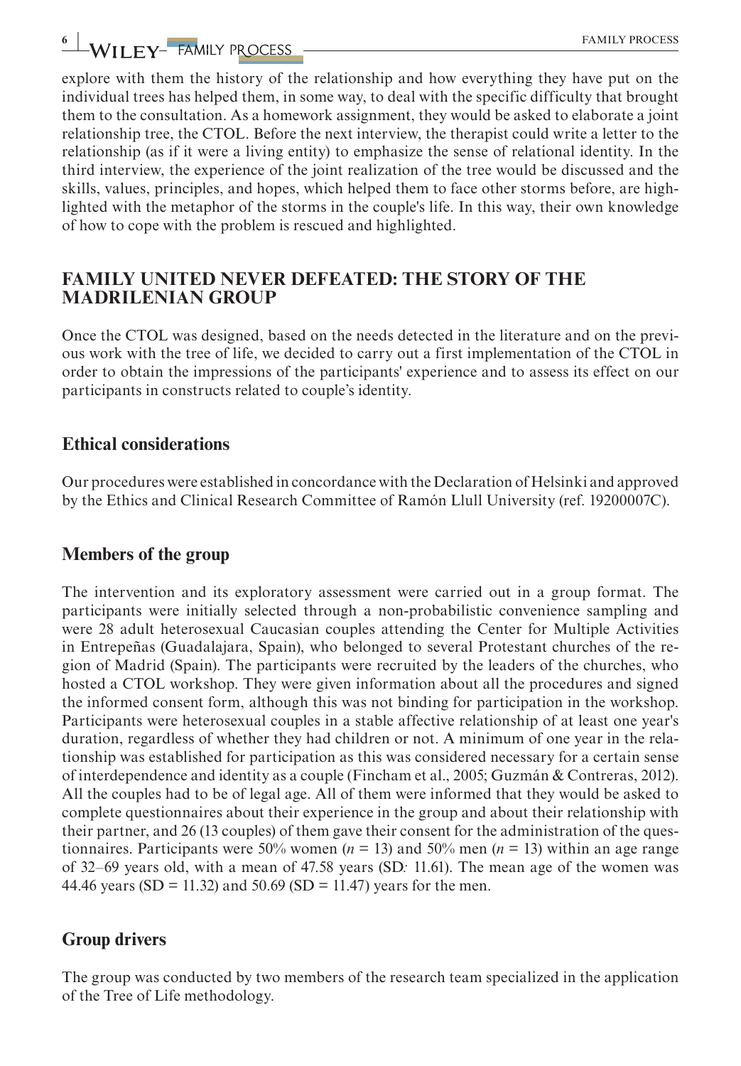explore with them the history of the relationship and how everything they have put on the individual trees has helped them, in some way, to deal with the specific difficulty that brought them to the consultation. As a homework assignment, they would be asked to elaborate a joint relationship tree, the CTOL. Before the next interview, the therapist could write a letter to the relationship (as if it were a living entity) to emphasize the sense of relational identity. In the third interview, the experience of the joint realization of the tree would be discussed and the skills, values, principles, and hopes, which helped them to face other storms before, are highlighted with the metaphor of the storms in the couple's life. In this way, their own knowledge of how to cope with the problem is rescued and highlighted.

## FAMILY UNITED NEVER DEFEATED: THE STORY OF THE MADRILENIAN GROUP

Once the CTOL was designed, based on the needs detected in the literature and on the previous work with the tree of life, we decided to carry out a first implementation of the CTOL in order to obtain the impressions of the participants' experience and to assess its effect on our participants in constructs related to couple's identity.

### Ethical considerations

Our procedures were established in concordance with the Declaration of Helsinki and approved by the Ethics and Clinical Research Committee of Ramón Llull University (ref. 19200007C).

### Members of the group

The intervention and its exploratory assessment were carried out in a group format. The participants were initially selected through a non-probabilistic convenience sampling and were 28 adult heterosexual Caucasian couples attending the Center for Multiple Activities in Entrepeñas (Guadalajara, Spain), who belonged to several Protestant churches of the region of Madrid (Spain). The participants were recruited by the leaders of the churches, who hosted a CTOL workshop. They were given information about all the procedures and signed the informed consent form, although this was not binding for participation in the workshop. Participants were heterosexual couples in a stable affective relationship of at least one year's duration, regardless of whether they had children or not. A minimum of one year in the relationship was established for participation as this was considered necessary for a certain sense of interdependence and identity as a couple (Fincham et al., 2005; Guzmán & Contreras, 2012). All the couples had to be of legal age. All of them were informed that they would be asked to complete questionnaires about their experience in the group and about their relationship with their partner, and 26 (13 couples) of them gave their consent for the administration of the questionnaires. Participants were 50% women ($n = 13$) and 50% men ($n = 13$) within an age range of 32–69 years old, with a mean of 47.58 years (SD: 11.61). The mean age of the women was 44.46 years (SD = 11.32) and 50.69 (SD = 11.47) years for the men.

### Group drivers

The group was conducted by two members of the research team specialized in the application of the Tree of Life methodology.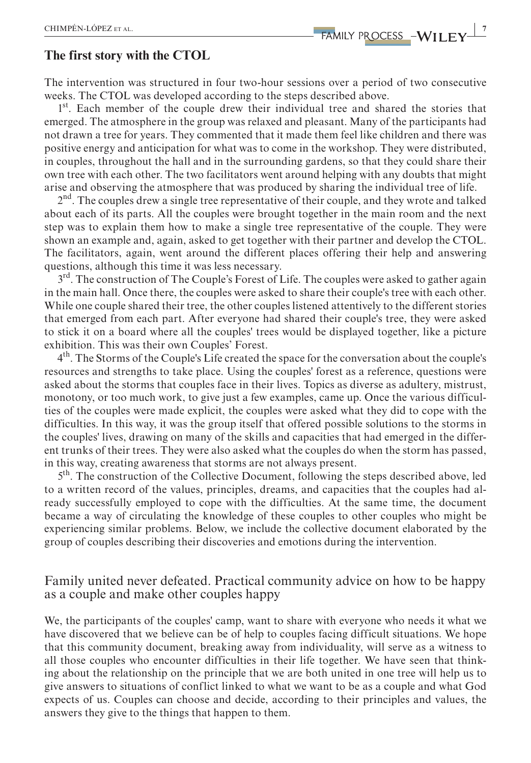### The first story with the CTOL

The intervention was structured in four two-hour sessions over a period of two consecutive weeks. The CTOL was developed according to the steps described above.

1st. Each member of the couple drew their individual tree and shared the stories that emerged. The atmosphere in the group was relaxed and pleasant. Many of the participants had not drawn a tree for years. They commented that it made them feel like children and there was positive energy and anticipation for what was to come in the workshop. They were distributed, in couples, throughout the hall and in the surrounding gardens, so that they could share their own tree with each other. The two facilitators went around helping with any doubts that might arise and observing the atmosphere that was produced by sharing the individual tree of life.

2nd. The couples drew a single tree representative of their couple, and they wrote and talked about each of its parts. All the couples were brought together in the main room and the next step was to explain them how to make a single tree representative of the couple. They were shown an example and, again, asked to get together with their partner and develop the CTOL. The facilitators, again, went around the different places offering their help and answering questions, although this time it was less necessary.

3rd. The construction of The Couple's Forest of Life. The couples were asked to gather again in the main hall. Once there, the couples were asked to share their couple's tree with each other. While one couple shared their tree, the other couples listened attentively to the different stories that emerged from each part. After everyone had shared their couple's tree, they were asked to stick it on a board where all the couples' trees would be displayed together, like a picture exhibition. This was their own Couples' Forest.

4th. The Storms of the Couple's Life created the space for the conversation about the couple's resources and strengths to take place. Using the couples' forest as a reference, questions were asked about the storms that couples face in their lives. Topics as diverse as adultery, mistrust, monotony, or too much work, to give just a few examples, came up. Once the various difficulties of the couples were made explicit, the couples were asked what they did to cope with the difficulties. In this way, it was the group itself that offered possible solutions to the storms in the couples' lives, drawing on many of the skills and capacities that had emerged in the different trunks of their trees. They were also asked what the couples do when the storm has passed, in this way, creating awareness that storms are not always present.

5th. The construction of the Collective Document, following the steps described above, led to a written record of the values, principles, dreams, and capacities that the couples had already successfully employed to cope with the difficulties. At the same time, the document became a way of circulating the knowledge of these couples to other couples who might be experiencing similar problems. Below, we include the collective document elaborated by the group of couples describing their discoveries and emotions during the intervention.

## Family united never defeated. Practical community advice on how to be happy as a couple and make other couples happy

We, the participants of the couples' camp, want to share with everyone who needs it what we have discovered that we believe can be of help to couples facing difficult situations. We hope that this community document, breaking away from individuality, will serve as a witness to all those couples who encounter difficulties in their life together. We have seen that thinking about the relationship on the principle that we are both united in one tree will help us to give answers to situations of conflict linked to what we want to be as a couple and what God expects of us. Couples can choose and decide, according to their principles and values, the answers they give to the things that happen to them.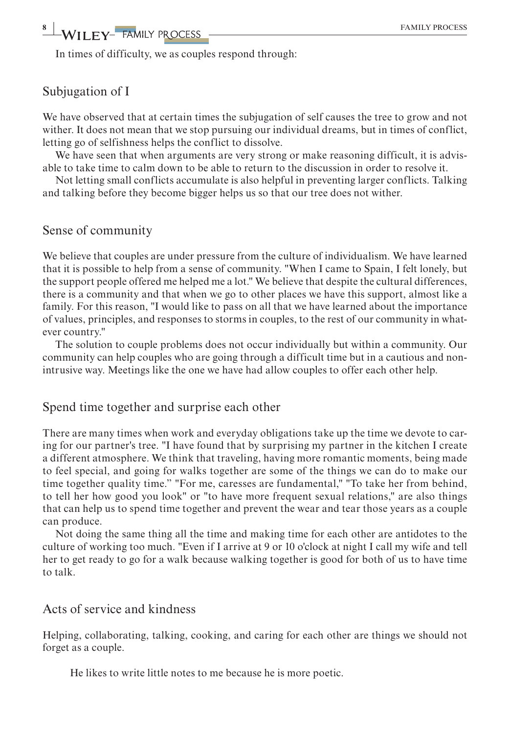In times of difficulty, we as couples respond through:

### Subjugation of I

We have observed that at certain times the subjugation of self causes the tree to grow and not wither. It does not mean that we stop pursuing our individual dreams, but in times of conflict, letting go of selfishness helps the conflict to dissolve.

We have seen that when arguments are very strong or make reasoning difficult, it is advisable to take time to calm down to be able to return to the discussion in order to resolve it.

Not letting small conflicts accumulate is also helpful in preventing larger conflicts. Talking and talking before they become bigger helps us so that our tree does not wither.

### Sense of community

We believe that couples are under pressure from the culture of individualism. We have learned that it is possible to help from a sense of community. "When I came to Spain, I felt lonely, but the support people offered me helped me a lot." We believe that despite the cultural differences, there is a community and that when we go to other places we have this support, almost like a family. For this reason, "I would like to pass on all that we have learned about the importance of values, principles, and responses to storms in couples, to the rest of our community in whatever country."

The solution to couple problems does not occur individually but within a community. Our community can help couples who are going through a difficult time but in a cautious and non-intrusive way. Meetings like the one we have had allow couples to offer each other help.

### Spend time together and surprise each other

There are many times when work and everyday obligations take up the time we devote to caring for our partner's tree. "I have found that by surprising my partner in the kitchen I create a different atmosphere. We think that traveling, having more romantic moments, being made to feel special, and going for walks together are some of the things we can do to make our time together quality time." "For me, caresses are fundamental," "To take her from behind, to tell her how good you look" or "to have more frequent sexual relations," are also things that can help us to spend time together and prevent the wear and tear those years as a couple can produce.

Not doing the same thing all the time and making time for each other are antidotes to the culture of working too much. "Even if I arrive at 9 or 10 o'clock at night I call my wife and tell her to get ready to go for a walk because walking together is good for both of us to have time to talk.

### Acts of service and kindness

Helping, collaborating, talking, cooking, and caring for each other are things we should not forget as a couple.

> He likes to write little notes to me because he is more poetic.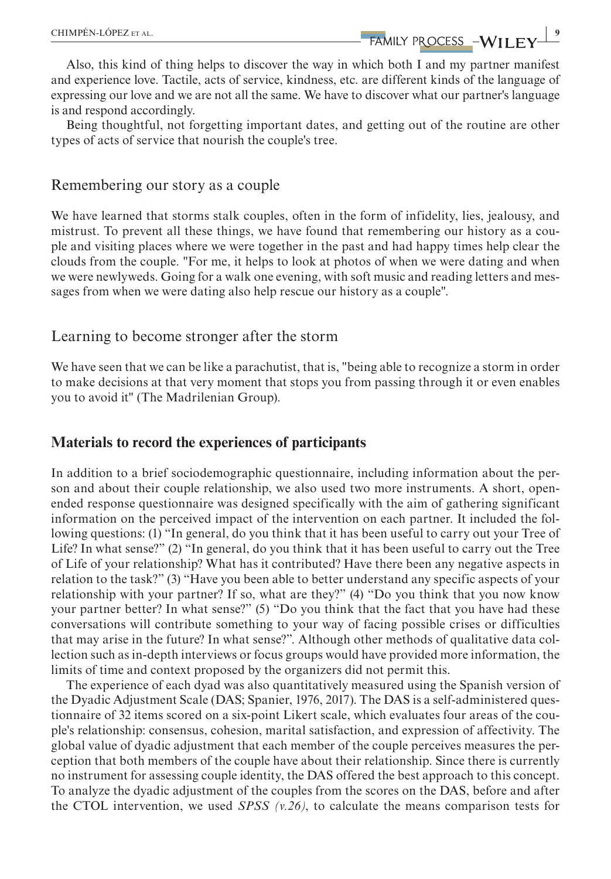Also, this kind of thing helps to discover the way in which both I and my partner manifest and experience love. Tactile, acts of service, kindness, etc. are different kinds of the language of expressing our love and we are not all the same. We have to discover what our partner's language is and respond accordingly.

Being thoughtful, not forgetting important dates, and getting out of the routine are other types of acts of service that nourish the couple's tree.

### Remembering our story as a couple

We have learned that storms stalk couples, often in the form of infidelity, lies, jealousy, and mistrust. To prevent all these things, we have found that remembering our history as a couple and visiting places where we were together in the past and had happy times help clear the clouds from the couple. "For me, it helps to look at photos of when we were dating and when we were newlyweds. Going for a walk one evening, with soft music and reading letters and messages from when we were dating also help rescue our history as a couple".

### Learning to become stronger after the storm

We have seen that we can be like a parachutist, that is, "being able to recognize a storm in order to make decisions at that very moment that stops you from passing through it or even enables you to avoid it" (The Madrilenian Group).

## Materials to record the experiences of participants

In addition to a brief sociodemographic questionnaire, including information about the person and about their couple relationship, we also used two more instruments. A short, open-ended response questionnaire was designed specifically with the aim of gathering significant information on the perceived impact of the intervention on each partner. It included the following questions: (1) "In general, do you think that it has been useful to carry out your Tree of Life? In what sense?" (2) "In general, do you think that it has been useful to carry out the Tree of Life of your relationship? What has it contributed? Have there been any negative aspects in relation to the task?" (3) "Have you been able to better understand any specific aspects of your relationship with your partner? If so, what are they?" (4) "Do you think that you now know your partner better? In what sense?" (5) "Do you think that the fact that you have had these conversations will contribute something to your way of facing possible crises or difficulties that may arise in the future? In what sense?". Although other methods of qualitative data collection such as in-depth interviews or focus groups would have provided more information, the limits of time and context proposed by the organizers did not permit this.

The experience of each dyad was also quantitatively measured using the Spanish version of the Dyadic Adjustment Scale (DAS; Spanier, 1976, 2017). The DAS is a self-administered questionnaire of 32 items scored on a six-point Likert scale, which evaluates four areas of the couple's relationship: consensus, cohesion, marital satisfaction, and expression of affectivity. The global value of dyadic adjustment that each member of the couple perceives measures the perception that both members of the couple have about their relationship. Since there is currently no instrument for assessing couple identity, the DAS offered the best approach to this concept. To analyze the dyadic adjustment of the couples from the scores on the DAS, before and after the CTOL intervention, we used *SPSS (v.26)*, to calculate the means comparison tests for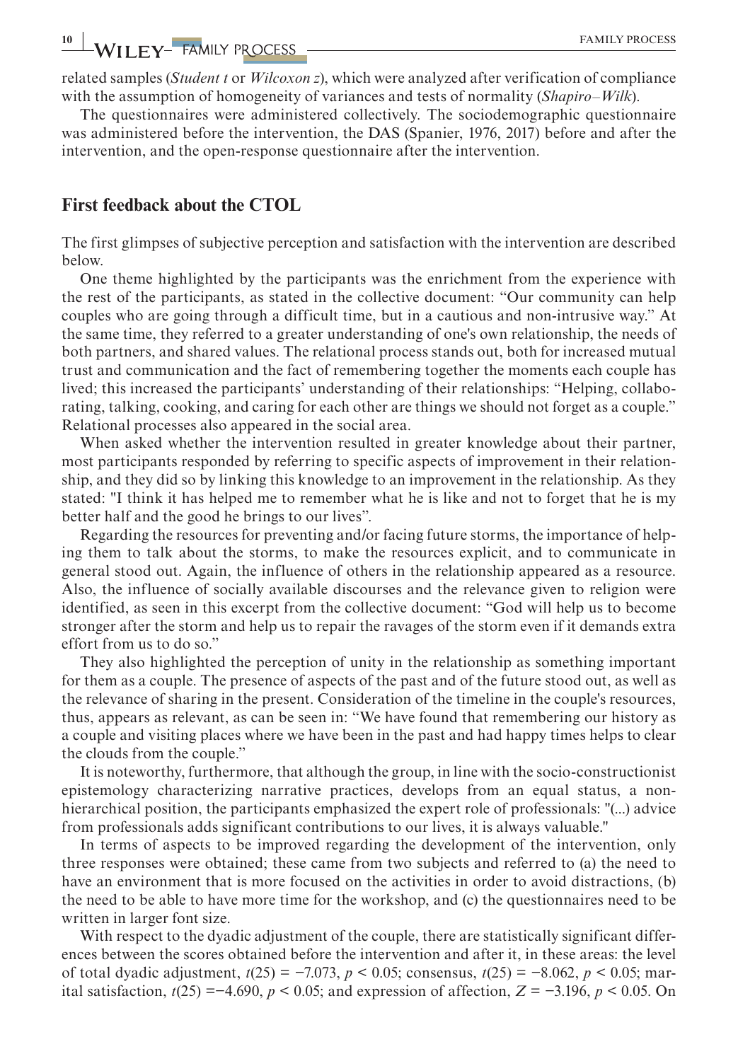related samples (*Student t* or *Wilcoxon z*), which were analyzed after verification of compliance with the assumption of homogeneity of variances and tests of normality (*Shapiro–Wilk*).

The questionnaires were administered collectively. The sociodemographic questionnaire was administered before the intervention, the DAS (Spanier, 1976, 2017) before and after the intervention, and the open-response questionnaire after the intervention.

## First feedback about the CTOL

The first glimpses of subjective perception and satisfaction with the intervention are described below.

One theme highlighted by the participants was the enrichment from the experience with the rest of the participants, as stated in the collective document: "Our community can help couples who are going through a difficult time, but in a cautious and non-intrusive way." At the same time, they referred to a greater understanding of one's own relationship, the needs of both partners, and shared values. The relational process stands out, both for increased mutual trust and communication and the fact of remembering together the moments each couple has lived; this increased the participants' understanding of their relationships: "Helping, collaborating, talking, cooking, and caring for each other are things we should not forget as a couple." Relational processes also appeared in the social area.

When asked whether the intervention resulted in greater knowledge about their partner, most participants responded by referring to specific aspects of improvement in their relationship, and they did so by linking this knowledge to an improvement in the relationship. As they stated: "I think it has helped me to remember what he is like and not to forget that he is my better half and the good he brings to our lives".

Regarding the resources for preventing and/or facing future storms, the importance of helping them to talk about the storms, to make the resources explicit, and to communicate in general stood out. Again, the influence of others in the relationship appeared as a resource. Also, the influence of socially available discourses and the relevance given to religion were identified, as seen in this excerpt from the collective document: "God will help us to become stronger after the storm and help us to repair the ravages of the storm even if it demands extra effort from us to do so."

They also highlighted the perception of unity in the relationship as something important for them as a couple. The presence of aspects of the past and of the future stood out, as well as the relevance of sharing in the present. Consideration of the timeline in the couple's resources, thus, appears as relevant, as can be seen in: "We have found that remembering our history as a couple and visiting places where we have been in the past and had happy times helps to clear the clouds from the couple."

It is noteworthy, furthermore, that although the group, in line with the socio-constructionist epistemology characterizing narrative practices, develops from an equal status, a non-hierarchical position, the participants emphasized the expert role of professionals: "(...) advice from professionals adds significant contributions to our lives, it is always valuable."

In terms of aspects to be improved regarding the development of the intervention, only three responses were obtained; these came from two subjects and referred to (a) the need to have an environment that is more focused on the activities in order to avoid distractions, (b) the need to be able to have more time for the workshop, and (c) the questionnaires need to be written in larger font size.

With respect to the dyadic adjustment of the couple, there are statistically significant differences between the scores obtained before the intervention and after it, in these areas: the level of total dyadic adjustment, $t(25) = -7.073$, $p < 0.05$; consensus, $t(25) = -8.062$, $p < 0.05$; marital satisfaction, $t(25) = -4.690$, $p < 0.05$; and expression of affection, $Z = -3.196$, $p < 0.05$. On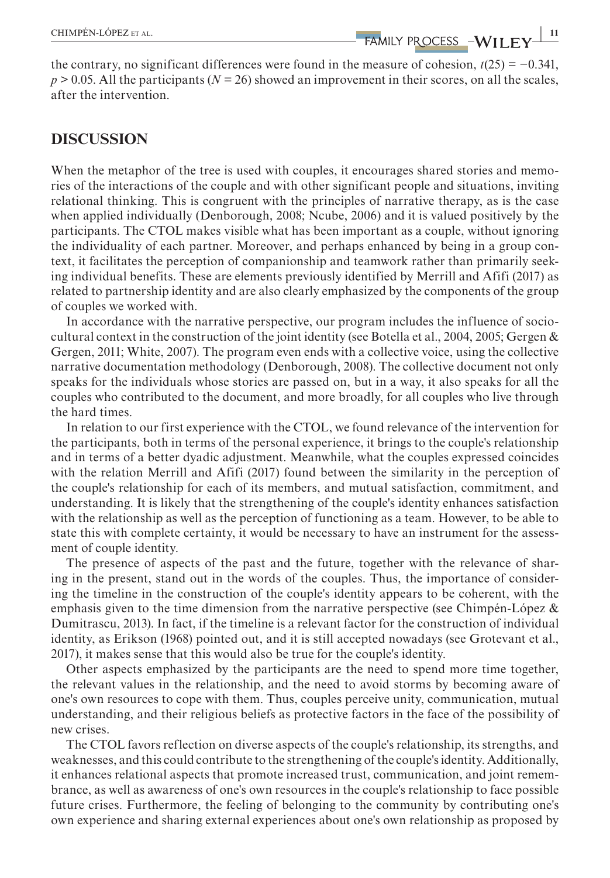the contrary, no significant differences were found in the measure of cohesion, $t(25) = -0.341$, $p > 0.05$. All the participants ($N = 26$) showed an improvement in their scores, on all the scales, after the intervention.

## DISCUSSION

When the metaphor of the tree is used with couples, it encourages shared stories and memories of the interactions of the couple and with other significant people and situations, inviting relational thinking. This is congruent with the principles of narrative therapy, as is the case when applied individually (Denborough, 2008; Ncube, 2006) and it is valued positively by the participants. The CTOL makes visible what has been important as a couple, without ignoring the individuality of each partner. Moreover, and perhaps enhanced by being in a group context, it facilitates the perception of companionship and teamwork rather than primarily seeking individual benefits. These are elements previously identified by Merrill and Afifi (2017) as related to partnership identity and are also clearly emphasized by the components of the group of couples we worked with.

In accordance with the narrative perspective, our program includes the influence of sociocultural context in the construction of the joint identity (see Botella et al., 2004, 2005; Gergen & Gergen, 2011; White, 2007). The program even ends with a collective voice, using the collective narrative documentation methodology (Denborough, 2008). The collective document not only speaks for the individuals whose stories are passed on, but in a way, it also speaks for all the couples who contributed to the document, and more broadly, for all couples who live through the hard times.

In relation to our first experience with the CTOL, we found relevance of the intervention for the participants, both in terms of the personal experience, it brings to the couple's relationship and in terms of a better dyadic adjustment. Meanwhile, what the couples expressed coincides with the relation Merrill and Afifi (2017) found between the similarity in the perception of the couple's relationship for each of its members, and mutual satisfaction, commitment, and understanding. It is likely that the strengthening of the couple's identity enhances satisfaction with the relationship as well as the perception of functioning as a team. However, to be able to state this with complete certainty, it would be necessary to have an instrument for the assessment of couple identity.

The presence of aspects of the past and the future, together with the relevance of sharing in the present, stand out in the words of the couples. Thus, the importance of considering the timeline in the construction of the couple's identity appears to be coherent, with the emphasis given to the time dimension from the narrative perspective (see Chimpén-López & Dumitrascu, 2013). In fact, if the timeline is a relevant factor for the construction of individual identity, as Erikson (1968) pointed out, and it is still accepted nowadays (see Grotevant et al., 2017), it makes sense that this would also be true for the couple's identity.

Other aspects emphasized by the participants are the need to spend more time together, the relevant values in the relationship, and the need to avoid storms by becoming aware of one's own resources to cope with them. Thus, couples perceive unity, communication, mutual understanding, and their religious beliefs as protective factors in the face of the possibility of new crises.

The CTOL favors reflection on diverse aspects of the couple's relationship, its strengths, and weaknesses, and this could contribute to the strengthening of the couple's identity. Additionally, it enhances relational aspects that promote increased trust, communication, and joint remembrance, as well as awareness of one's own resources in the couple's relationship to face possible future crises. Furthermore, the feeling of belonging to the community by contributing one's own experience and sharing external experiences about one's own relationship as proposed by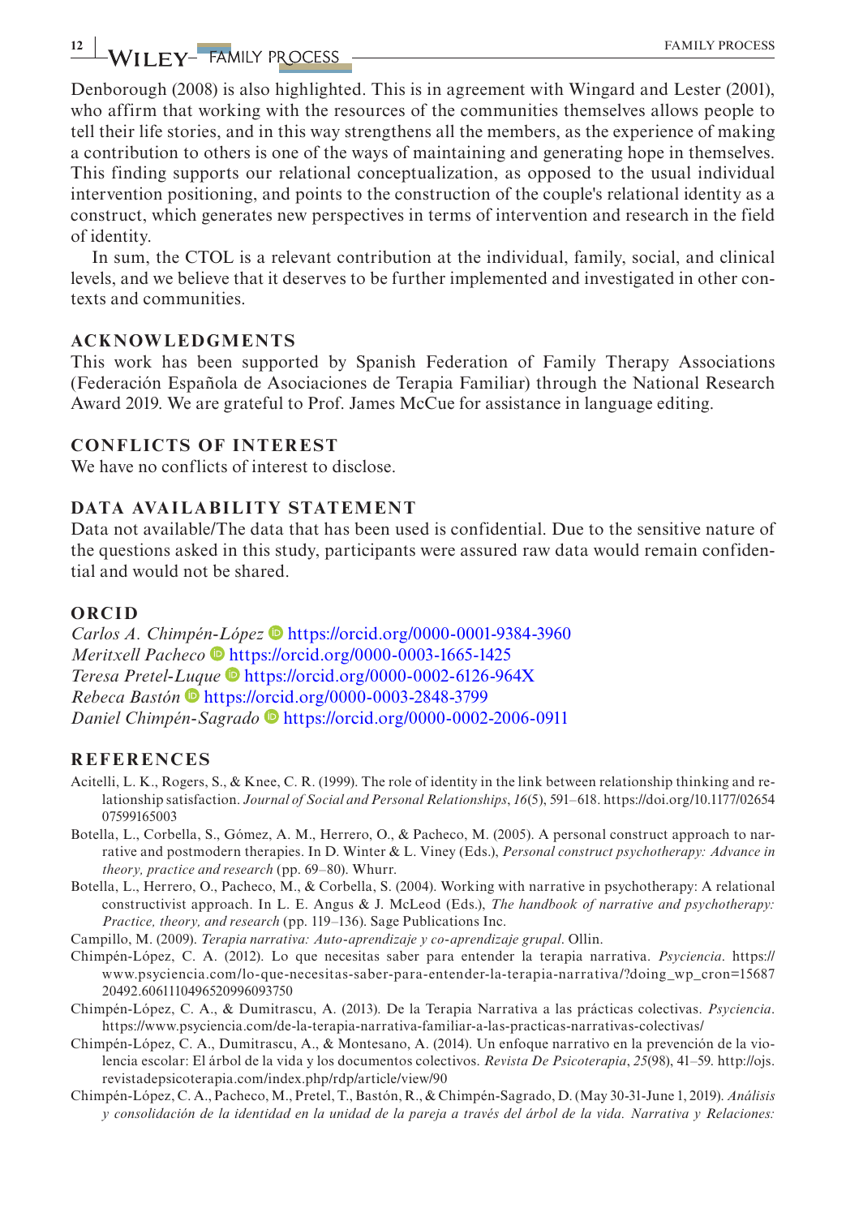Denborough (2008) is also highlighted. This is in agreement with Wingard and Lester (2001), who affirm that working with the resources of the communities themselves allows people to tell their life stories, and in this way strengthens all the members, as the experience of making a contribution to others is one of the ways of maintaining and generating hope in themselves. This finding supports our relational conceptualization, as opposed to the usual individual intervention positioning, and points to the construction of the couple's relational identity as a construct, which generates new perspectives in terms of intervention and research in the field of identity.

In sum, the CTOL is a relevant contribution at the individual, family, social, and clinical levels, and we believe that it deserves to be further implemented and investigated in other contexts and communities.

## ACKNOWLEDGMENTS

This work has been supported by Spanish Federation of Family Therapy Associations (Federación Española de Asociaciones de Terapia Familiar) through the National Research Award 2019. We are grateful to Prof. James McCue for assistance in language editing.

## CONFLICTS OF INTEREST

We have no conflicts of interest to disclose.

## DATA AVAILABILITY STATEMENT

Data not available/The data that has been used is confidential. Due to the sensitive nature of the questions asked in this study, participants were assured raw data would remain confidential and would not be shared.

## ORCID

*Carlos A. Chimpén-López* https://orcid.org/0000-0001-9384-3960
*Meritxell Pacheco* https://orcid.org/0000-0003-1665-1425
*Teresa Pretel-Luque* https://orcid.org/0000-0002-6126-964X
*Rebeca Bastón* https://orcid.org/0000-0003-2848-3799
*Daniel Chimpén-Sagrado* https://orcid.org/0000-0002-2006-0911

## REFERENCES

Acitelli, L. K., Rogers, S., & Knee, C. R. (1999). The role of identity in the link between relationship thinking and relationship satisfaction. *Journal of Social and Personal Relationships*, *16*(5), 591–618. https://doi.org/10.1177/0265407599165003

Botella, L., Corbella, S., Gómez, A. M., Herrero, O., & Pacheco, M. (2005). A personal construct approach to narrative and postmodern therapies. In D. Winter & L. Viney (Eds.), *Personal construct psychotherapy: Advance in theory, practice and research* (pp. 69–80). Whurr.

Botella, L., Herrero, O., Pacheco, M., & Corbella, S. (2004). Working with narrative in psychotherapy: A relational constructivist approach. In L. E. Angus & J. McLeod (Eds.), *The handbook of narrative and psychotherapy: Practice, theory, and research* (pp. 119–136). Sage Publications Inc.

Campillo, M. (2009). *Terapia narrativa: Auto-aprendizaje y co-aprendizaje grupal*. Ollin.

Chimpén-López, C. A. (2012). Lo que necesitas saber para entender la terapia narrativa. *Psyciencia*. https://www.psyciencia.com/lo-que-necesitas-saber-para-entender-la-terapia-narrativa/?doing_wp_cron=1568720492.6061110496520996093750

Chimpén-López, C. A., & Dumitrascu, A. (2013). De la Terapia Narrativa a las prácticas colectivas. *Psyciencia*. https://www.psyciencia.com/de-la-terapia-narrativa-familiar-a-las-practicas-narrativas-colectivas/

Chimpén-López, C. A., Dumitrascu, A., & Montesano, A. (2014). Un enfoque narrativo en la prevención de la violencia escolar: El árbol de la vida y los documentos colectivos. *Revista De Psicoterapia*, *25*(98), 41–59. http://ojs.revistadepsicoterapia.com/index.php/rdp/article/view/90

Chimpén-López, C. A., Pacheco, M., Pretel, T., Bastón, R., & Chimpén-Sagrado, D. (May 30-31-June 1, 2019). *Análisis y consolidación de la identidad en la unidad de la pareja a través del árbol de la vida. Narrativa y Relaciones:*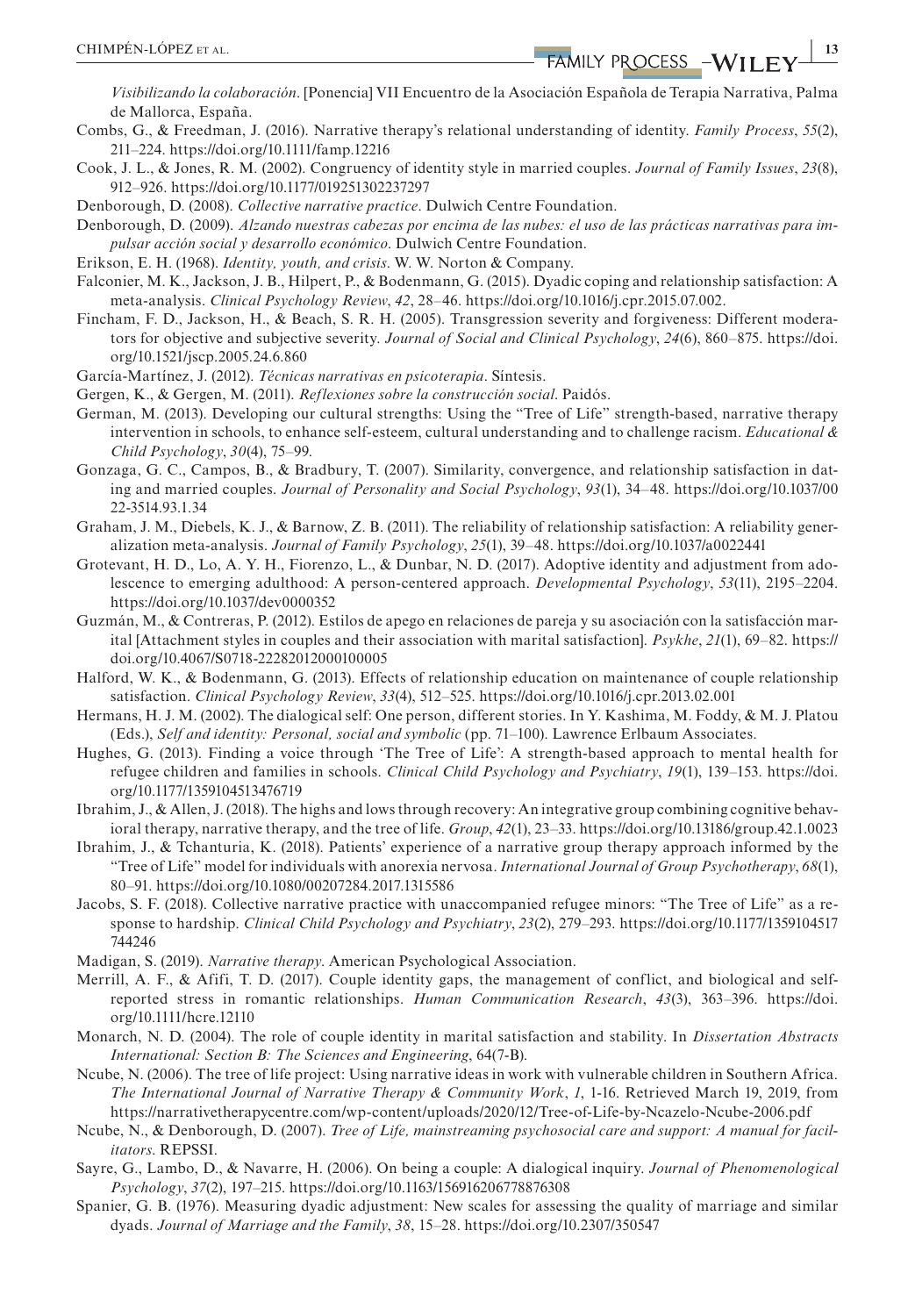*Visibilizando la colaboración*. [Ponencia] VII Encuentro de la Asociación Española de Terapia Narrativa, Palma de Mallorca, España.

Combs, G., & Freedman, J. (2016). Narrative therapy's relational understanding of identity. *Family Process*, *55*(2), 211–224. https://doi.org/10.1111/famp.12216

Cook, J. L., & Jones, R. M. (2002). Congruency of identity style in married couples. *Journal of Family Issues*, *23*(8), 912–926. https://doi.org/10.1177/019251302237297

Denborough, D. (2008). *Collective narrative practice*. Dulwich Centre Foundation.

Denborough, D. (2009). *Alzando nuestras cabezas por encima de las nubes: el uso de las prácticas narrativas para impulsar acción social y desarrollo económico*. Dulwich Centre Foundation.

Erikson, E. H. (1968). *Identity, youth, and crisis*. W. W. Norton & Company.

Falconier, M. K., Jackson, J. B., Hilpert, P., & Bodenmann, G. (2015). Dyadic coping and relationship satisfaction: A meta-analysis. *Clinical Psychology Review*, *42*, 28–46. https://doi.org/10.1016/j.cpr.2015.07.002.

Fincham, F. D., Jackson, H., & Beach, S. R. H. (2005). Transgression severity and forgiveness: Different moderators for objective and subjective severity. *Journal of Social and Clinical Psychology*, *24*(6), 860–875. https://doi.org/10.1521/jscp.2005.24.6.860

García-Martínez, J. (2012). *Técnicas narrativas en psicoterapia*. Síntesis.

Gergen, K., & Gergen, M. (2011). *Reflexiones sobre la construcción social*. Paidós.

German, M. (2013). Developing our cultural strengths: Using the "Tree of Life" strength-based, narrative therapy intervention in schools, to enhance self-esteem, cultural understanding and to challenge racism. *Educational & Child Psychology*, *30*(4), 75–99.

Gonzaga, G. C., Campos, B., & Bradbury, T. (2007). Similarity, convergence, and relationship satisfaction in dating and married couples. *Journal of Personality and Social Psychology*, *93*(1), 34–48. https://doi.org/10.1037/0022-3514.93.1.34

Graham, J. M., Diebels, K. J., & Barnow, Z. B. (2011). The reliability of relationship satisfaction: A reliability generalization meta-analysis. *Journal of Family Psychology*, *25*(1), 39–48. https://doi.org/10.1037/a0022441

Grotevant, H. D., Lo, A. Y. H., Fiorenzo, L., & Dunbar, N. D. (2017). Adoptive identity and adjustment from adolescence to emerging adulthood: A person-centered approach. *Developmental Psychology*, *53*(11), 2195–2204. https://doi.org/10.1037/dev0000352

Guzmán, M., & Contreras, P. (2012). Estilos de apego en relaciones de pareja y su asociación con la satisfacción marital [Attachment styles in couples and their association with marital satisfaction]. *Psykhe*, *21*(1), 69–82. https://doi.org/10.4067/S0718-22282012000100005

Halford, W. K., & Bodenmann, G. (2013). Effects of relationship education on maintenance of couple relationship satisfaction. *Clinical Psychology Review*, *33*(4), 512–525. https://doi.org/10.1016/j.cpr.2013.02.001

Hermans, H. J. M. (2002). The dialogical self: One person, different stories. In Y. Kashima, M. Foddy, & M. J. Platou (Eds.), *Self and identity: Personal, social and symbolic* (pp. 71–100). Lawrence Erlbaum Associates.

Hughes, G. (2013). Finding a voice through 'The Tree of Life': A strength-based approach to mental health for refugee children and families in schools. *Clinical Child Psychology and Psychiatry*, *19*(1), 139–153. https://doi.org/10.1177/1359104513476719

Ibrahim, J., & Allen, J. (2018). The highs and lows through recovery: An integrative group combining cognitive behavioral therapy, narrative therapy, and the tree of life. *Group*, *42*(1), 23–33. https://doi.org/10.13186/group.42.1.0023

Ibrahim, J., & Tchanturia, K. (2018). Patients' experience of a narrative group therapy approach informed by the "Tree of Life" model for individuals with anorexia nervosa. *International Journal of Group Psychotherapy*, *68*(1), 80–91. https://doi.org/10.1080/00207284.2017.1315586

Jacobs, S. F. (2018). Collective narrative practice with unaccompanied refugee minors: "The Tree of Life" as a response to hardship. *Clinical Child Psychology and Psychiatry*, *23*(2), 279–293. https://doi.org/10.1177/1359104517744246

Madigan, S. (2019). *Narrative therapy*. American Psychological Association.

Merrill, A. F., & Afifi, T. D. (2017). Couple identity gaps, the management of conflict, and biological and self-reported stress in romantic relationships. *Human Communication Research*, *43*(3), 363–396. https://doi.org/10.1111/hcre.12110

Monarch, N. D. (2004). The role of couple identity in marital satisfaction and stability. In *Dissertation Abstracts International: Section B: The Sciences and Engineering*, 64(7-B).

Ncube, N. (2006). The tree of life project: Using narrative ideas in work with vulnerable children in Southern Africa. *The International Journal of Narrative Therapy & Community Work*, *1*, 1-16. Retrieved March 19, 2019, from https://narrativetherapycentre.com/wp-content/uploads/2020/12/Tree-of-Life-by-Ncazelo-Ncube-2006.pdf

Ncube, N., & Denborough, D. (2007). *Tree of Life, mainstreaming psychosocial care and support: A manual for facilitators*. REPSSI.

Sayre, G., Lambo, D., & Navarre, H. (2006). On being a couple: A dialogical inquiry. *Journal of Phenomenological Psychology*, *37*(2), 197–215. https://doi.org/10.1163/156916206778876308

Spanier, G. B. (1976). Measuring dyadic adjustment: New scales for assessing the quality of marriage and similar dyads. *Journal of Marriage and the Family*, *38*, 15–28. https://doi.org/10.2307/350547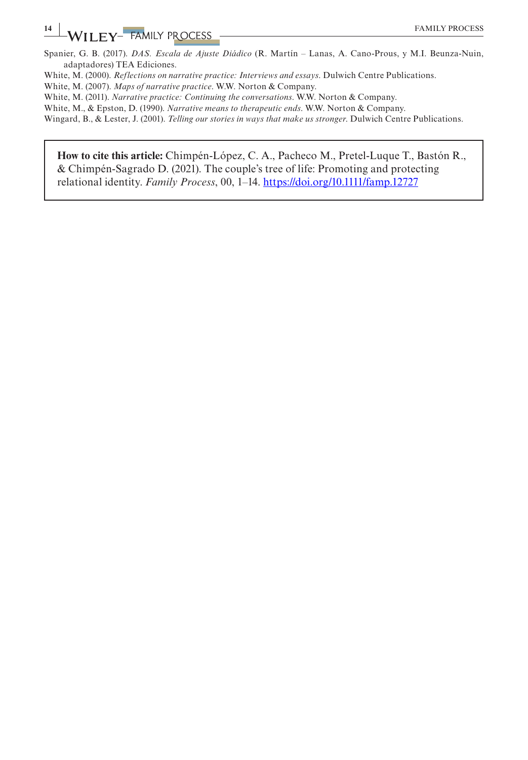Spanier, G. B. (2017). *DAS. Escala de Ajuste Diádico* (R. Martín – Lanas, A. Cano-Prous, y M.I. Beunza-Nuin, adaptadores) TEA Ediciones.

White, M. (2000). *Reflections on narrative practice: Interviews and essays*. Dulwich Centre Publications.

White, M. (2007). *Maps of narrative practice*. W.W. Norton & Company.

White, M. (2011). *Narrative practice: Continuing the conversations*. W.W. Norton & Company.

White, M., & Epston, D. (1990). *Narrative means to therapeutic ends*. W.W. Norton & Company.

Wingard, B., & Lester, J. (2001). *Telling our stories in ways that make us stronger*. Dulwich Centre Publications.

**How to cite this article:** Chimpén-López, C. A., Pacheco M., Pretel-Luque T., Bastón R., & Chimpén-Sagrado D. (2021). The couple's tree of life: Promoting and protecting relational identity. *Family Process*, 00, 1–14. https://doi.org/10.1111/famp.12727